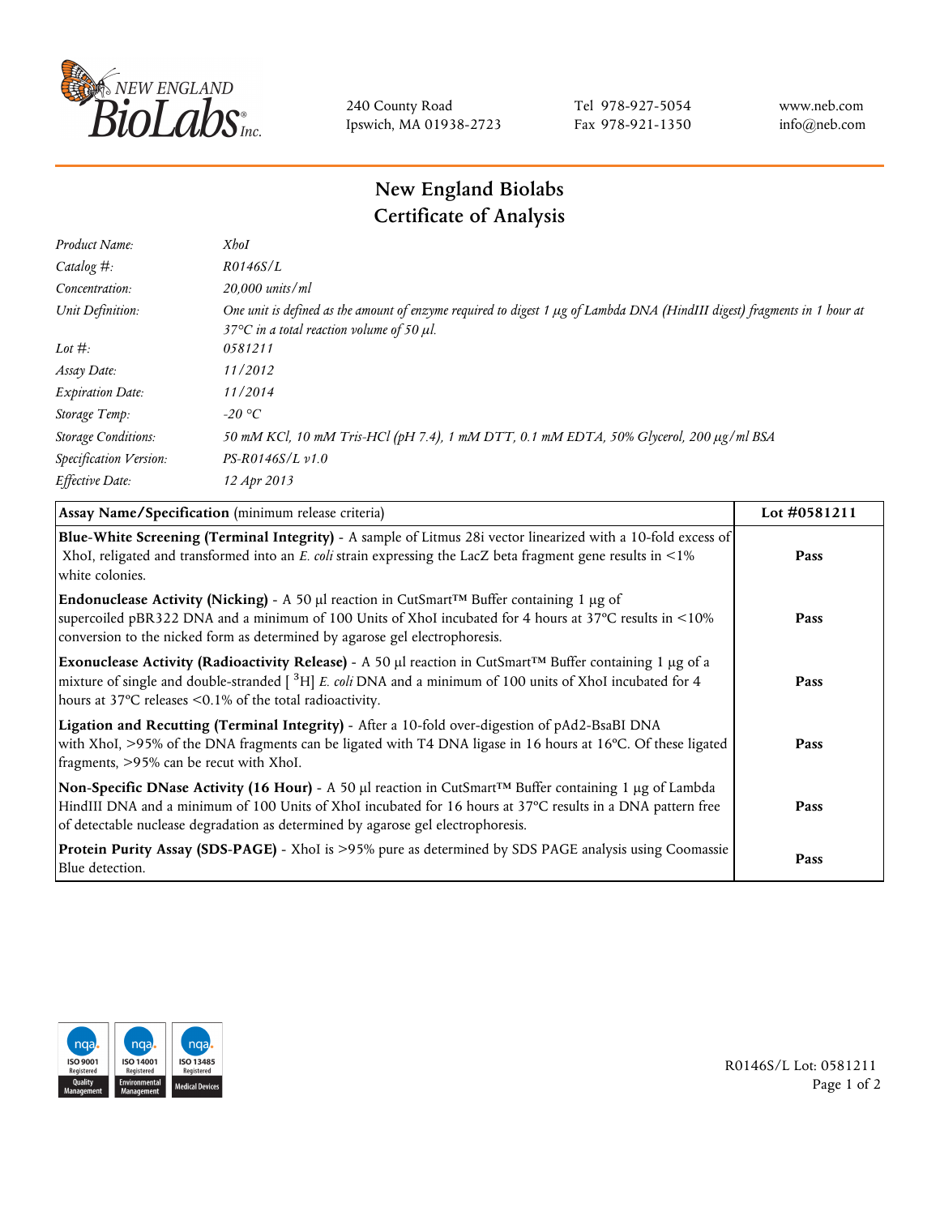240 County Road
Ipswich, MA 01938-2723

Tel 978-927-5054
Fax 978-921-1350

www.neb.com
info@neb.com

# New England Biolabs
# Certificate of Analysis

| | |
|---|---|
| *Product Name:* | *XhoI* |
| *Catalog #:* | *R0146S/L* |
| *Concentration:* | *20,000 units/ml* |
| *Unit Definition:* | *One unit is defined as the amount of enzyme required to digest 1 µg of Lambda DNA (HindIII digest) fragments in 1 hour at 37°C in a total reaction volume of 50 µl.* |
| *Lot #:* | *0581211* |
| *Assay Date:* | *11/2012* |
| *Expiration Date:* | *11/2014* |
| *Storage Temp:* | *-20 °C* |
| *Storage Conditions:* | *50 mM KCl, 10 mM Tris-HCl (pH 7.4), 1 mM DTT, 0.1 mM EDTA, 50% Glycerol, 200 µg/ml BSA* |
| *Specification Version:* | *PS-R0146S/L v1.0* |
| *Effective Date:* | *12 Apr 2013* |

| **Assay Name/Specification** (minimum release criteria) | **Lot #0581211** |
|---|---|
| **Blue-White Screening (Terminal Integrity)** - A sample of Litmus 28i vector linearized with a 10-fold excess of XhoI, religated and transformed into an *E. coli* strain expressing the LacZ beta fragment gene results in <1% white colonies. | **Pass** |
| **Endonuclease Activity (Nicking)** - A 50 µl reaction in CutSmart™ Buffer containing 1 µg of supercoiled pBR322 DNA and a minimum of 100 Units of XhoI incubated for 4 hours at 37°C results in <10% conversion to the nicked form as determined by agarose gel electrophoresis. | **Pass** |
| **Exonuclease Activity (Radioactivity Release)** - A 50 µl reaction in CutSmart™ Buffer containing 1 µg of a mixture of single and double-stranded [ $^{3}$H] *E. coli* DNA and a minimum of 100 units of XhoI incubated for 4 hours at 37°C releases <0.1% of the total radioactivity. | **Pass** |
| **Ligation and Recutting (Terminal Integrity)** - After a 10-fold over-digestion of pAd2-BsaBI DNA with XhoI, >95% of the DNA fragments can be ligated with T4 DNA ligase in 16 hours at 16°C. Of these ligated fragments, >95% can be recut with XhoI. | **Pass** |
| **Non-Specific DNase Activity (16 Hour)** - A 50 µl reaction in CutSmart™ Buffer containing 1 µg of Lambda HindIII DNA and a minimum of 100 Units of XhoI incubated for 16 hours at 37°C results in a DNA pattern free of detectable nuclease degradation as determined by agarose gel electrophoresis. | **Pass** |
| **Protein Purity Assay (SDS-PAGE)** - XhoI is >95% pure as determined by SDS PAGE analysis using Coomassie Blue detection. | **Pass** |

R0146S/L Lot: 0581211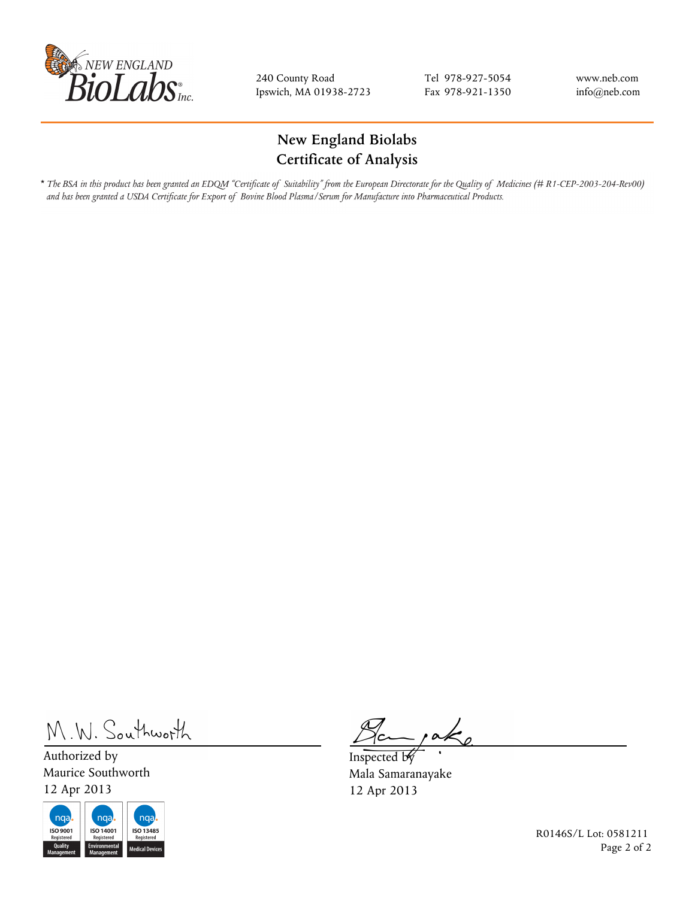240 County Road
Ipswich, MA 01938-2723

Tel 978-927-5054
Fax 978-921-1350

www.neb.com
info@neb.com

# New England Biolabs
# Certificate of Analysis

\* *The BSA in this product has been granted an EDQM "Certificate of Suitability" from the European Directorate for the Quality of Medicines (# R1-CEP-2003-204-Rev00) and has been granted a USDA Certificate for Export of Bovine Blood Plasma/Serum for Manufacture into Pharmaceutical Products.*

M.W. Southworth

Authorized by
Maurice Southworth
12 Apr 2013

Inspected by
Mala Samaranayake
12 Apr 2013

R0146S/L Lot: 0581211